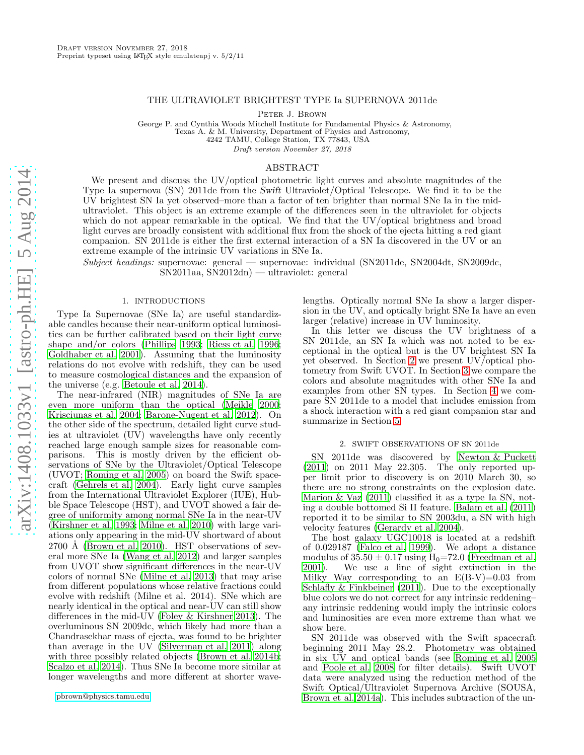Draft version November 27, 2018
Preprint typeset using LaTeX style emulateapj v. 5/2/11

# THE ULTRAVIOLET BRIGHTEST TYPE Ia SUPERNOVA 2011de

Peter J. Brown

George P. and Cynthia Woods Mitchell Institute for Fundamental Physics & Astronomy,
Texas A. & M. University, Department of Physics and Astronomy,
4242 TAMU, College Station, TX 77843, USA

*Draft version November 27, 2018*

## ABSTRACT

We present and discuss the UV/optical photometric light curves and absolute magnitudes of the Type Ia supernova (SN) 2011de from the *Swift* Ultraviolet/Optical Telescope. We find it to be the UV brightest SN Ia yet observed–more than a factor of ten brighter than normal SNe Ia in the mid-ultraviolet. This object is an extreme example of the differences seen in the ultraviolet for objects which do not appear remarkable in the optical. We find that the UV/optical brightness and broad light curves are broadly consistent with additional flux from the shock of the ejecta hitting a red giant companion. SN 2011de is either the first external interaction of a SN Ia discovered in the UV or an extreme example of the intrinsic UV variations in SNe Ia.

*Subject headings:* supernovae: general — supernovae: individual (SN2011de, SN2004dt, SN2009dc, SN2011aa, SN2012dn) — ultraviolet: general

## 1. INTRODUCTIONS

Type Ia Supernovae (SNe Ia) are useful standardizable candles because their near-uniform optical luminosities can be further calibrated based on their light curve shape and/or colors (Phillips 1993; Riess et al. 1996; Goldhaber et al. 2001). Assuming that the luminosity relations do not evolve with redshift, they can be used to measure cosmological distances and the expansion of the universe (e.g. Betoule et al. 2014).

The near-infrared (NIR) magnitudes of SNe Ia are even more uniform than the optical (Meikle 2000; Krisciunas et al. 2004; Barone-Nugent et al. 2012). On the other side of the spectrum, detailed light curve studies at ultraviolet (UV) wavelengths have only recently reached large enough sample sizes for reasonable comparisons. This is mostly driven by the efficient observations of SNe by the Ultraviolet/Optical Telescope (UVOT; Roming et al. 2005) on board the Swift spacecraft (Gehrels et al. 2004). Early light curve samples from the International Ultraviolet Explorer (IUE), Hubble Space Telescope (HST), and UVOT showed a fair degree of uniformity among normal SNe Ia in the near-UV (Kirshner et al. 1993; Milne et al. 2010) with large variations only appearing in the mid-UV shortward of about 2700 Å (Brown et al. 2010). HST observations of several more SNe Ia (Wang et al. 2012) and larger samples from UVOT show significant differences in the near-UV colors of normal SNe (Milne et al. 2013) that may arise from different populations whose relative fractions could evolve with redshift (Milne et al. 2014). SNe which are nearly identical in the optical and near-UV can still show differences in the mid-UV (Foley & Kirshner 2013). The overluminous SN 2009dc, which likely had more than a Chandrasekhar mass of ejecta, was found to be brighter than average in the UV (Silverman et al. 2011) along with three possibly related objects (Brown et al. 2014b; Scalzo et al. 2014). Thus SNe Ia become more similar at longer wavelengths and more different at shorter wavelengths. Optically normal SNe Ia show a larger dispersion in the UV, and optically bright SNe Ia have an even larger (relative) increase in UV luminosity.

In this letter we discuss the UV brightness of a SN 2011de, an SN Ia which was not noted to be exceptional in the optical but is the UV brightest SN Ia yet observed. In Section 2 we present UV/optical photometry from Swift UVOT. In Section 3 we compare the colors and absolute magnitudes with other SNe Ia and examples from other SN types. In Section 4 we compare SN 2011de to a model that includes emission from a shock interaction with a red giant companion star and summarize in Section 5.

## 2. SWIFT OBSERVATIONS OF SN 2011de

SN 2011de was discovered by Newton & Puckett (2011) on 2011 May 22.305. The only reported upper limit prior to discovery is on 2010 March 30, so there are no strong constraints on the explosion date. Marion & Vaz (2011) classified it as a type Ia SN, noting a double bottomed Si II feature. Balam et al. (2011) reported it to be similar to SN 2003du, a SN with high velocity features (Gerardy et al. 2004).

The host galaxy UGC10018 is located at a redshift of 0.029187 (Falco et al. 1999). We adopt a distance modulus of $35.50 \pm 0.17$ using $H_0$=72.0 (Freedman et al. 2001). We use a line of sight extinction in the Milky Way corresponding to an E(B-V)=0.03 from Schlafly & Finkbeiner (2011). Due to the exceptionally blue colors we do not correct for any intrinsic reddening–any intrinsic reddening would imply the intrinsic colors and luminosities are even more extreme than what we show here.

SN 2011de was observed with the Swift spacecraft beginning 2011 May 28.2. Photometry was obtained in six UV and optical bands (see Roming et al. 2005 and Poole et al. 2008 for filter details). Swift UVOT data were analyzed using the reduction method of the Swift Optical/Ultraviolet Supernova Archive (SOUSA, Brown et al. 2014a). This includes subtraction of the un-

pbrown@physics.tamu.edu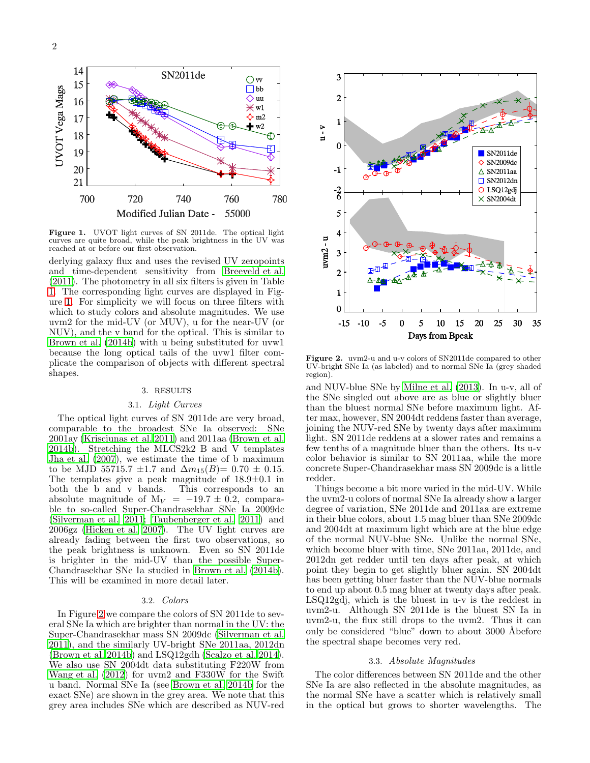**Figure 1.** UVOT light curves of SN 2011de. The optical light curves are quite broad, while the peak brightness in the UV was reached at or before our first observation.

derlying galaxy flux and uses the revised UV zeropoints and time-dependent sensitivity from Breeveld et al. (2011). The photometry in all six filters is given in Table 1. The corresponding light curves are displayed in Figure 1. For simplicity we will focus on three filters with which to study colors and absolute magnitudes. We use uvm2 for the mid-UV (or MUV), u for the near-UV (or NUV), and the v band for the optical. This is similar to Brown et al. (2014b) with u being substituted for uvw1 because the long optical tails of the uvw1 filter complicate the comparison of objects with different spectral shapes.

## 3. RESULTS

### 3.1. *Light Curves*

The optical light curves of SN 2011de are very broad, comparable to the broadest SNe Ia observed: SNe 2001ay (Krisciunas et al. 2011) and 2011aa (Brown et al. 2014b). Stretching the MLCS2k2 B and V templates Jha et al. (2007), we estimate the time of b maximum to be MJD 55715.7 ±1.7 and $\Delta m_{15}(B)$= 0.70 ± 0.15. The templates give a peak magnitude of 18.9±0.1 in both the b and v bands. This corresponds to an absolute magnitude of $M_V = -19.7 \pm 0.2$, comparable to so-called Super-Chandrasekhar SNe Ia 2009dc (Silverman et al. 2011; Taubenberger et al. 2011) and 2006gz (Hicken et al. 2007). The UV light curves are already fading between the first two observations, so the peak brightness is unknown. Even so SN 2011de is brighter in the mid-UV than the possible Super-Chandrasekhar SNe Ia studied in Brown et al. (2014b). This will be examined in more detail later.

### 3.2. *Colors*

In Figure 2 we compare the colors of SN 2011de to several SNe Ia which are brighter than normal in the UV: the Super-Chandrasekhar mass SN 2009dc (Silverman et al. 2011), and the similarly UV-bright SNe 2011aa, 2012dn (Brown et al. 2014b) and LSQ12gdh (Scalzo et al. 2014). We also use SN 2004dt data substituting F220W from Wang et al. (2012) for uvm2 and F330W for the Swift u band. Normal SNe Ia (see Brown et al. 2014b for the exact SNe) are shown in the grey area. We note that this grey area includes SNe which are described as NUV-red

**Figure 2.** uvm2-u and u-v colors of SN2011de compared to other UV-bright SNe Ia (as labeled) and to normal SNe Ia (grey shaded region).

and NUV-blue SNe by Milne et al. (2013). In u-v, all of the SNe singled out above are as blue or slightly bluer than the bluest normal SNe before maximum light. After max, however, SN 2004dt reddens faster than average, joining the NUV-red SNe by twenty days after maximum light. SN 2011de reddens at a slower rates and remains a few tenths of a magnitude bluer than the others. Its u-v color behavior is similar to SN 2011aa, while the more concrete Super-Chandrasekhar mass SN 2009dc is a little redder.

Things become a bit more varied in the mid-UV. While the uvm2-u colors of normal SNe Ia already show a larger degree of variation, SNe 2011de and 2011aa are extreme in their blue colors, about 1.5 mag bluer than SNe 2009dc and 2004dt at maximum light which are at the blue edge of the normal NUV-blue SNe. Unlike the normal SNe, which become bluer with time, SNe 2011aa, 2011de, and 2012dn get redder until ten days after peak, at which point they begin to get slightly bluer again. SN 2004dt has been getting bluer faster than the NUV-blue normals to end up about 0.5 mag bluer at twenty days after peak. LSQ12gdj, which is the bluest in u-v is the reddest in uvm2-u. Although SN 2011de is the bluest SN Ia in uvm2-u, the flux still drops to the uvm2. Thus it can only be considered "blue" down to about 3000 Åbefore the spectral shape becomes very red.

### 3.3. *Absolute Magnitudes*

The color differences between SN 2011de and the other SNe Ia are also reflected in the absolute magnitudes, as the normal SNe have a scatter which is relatively small in the optical but grows to shorter wavelengths. The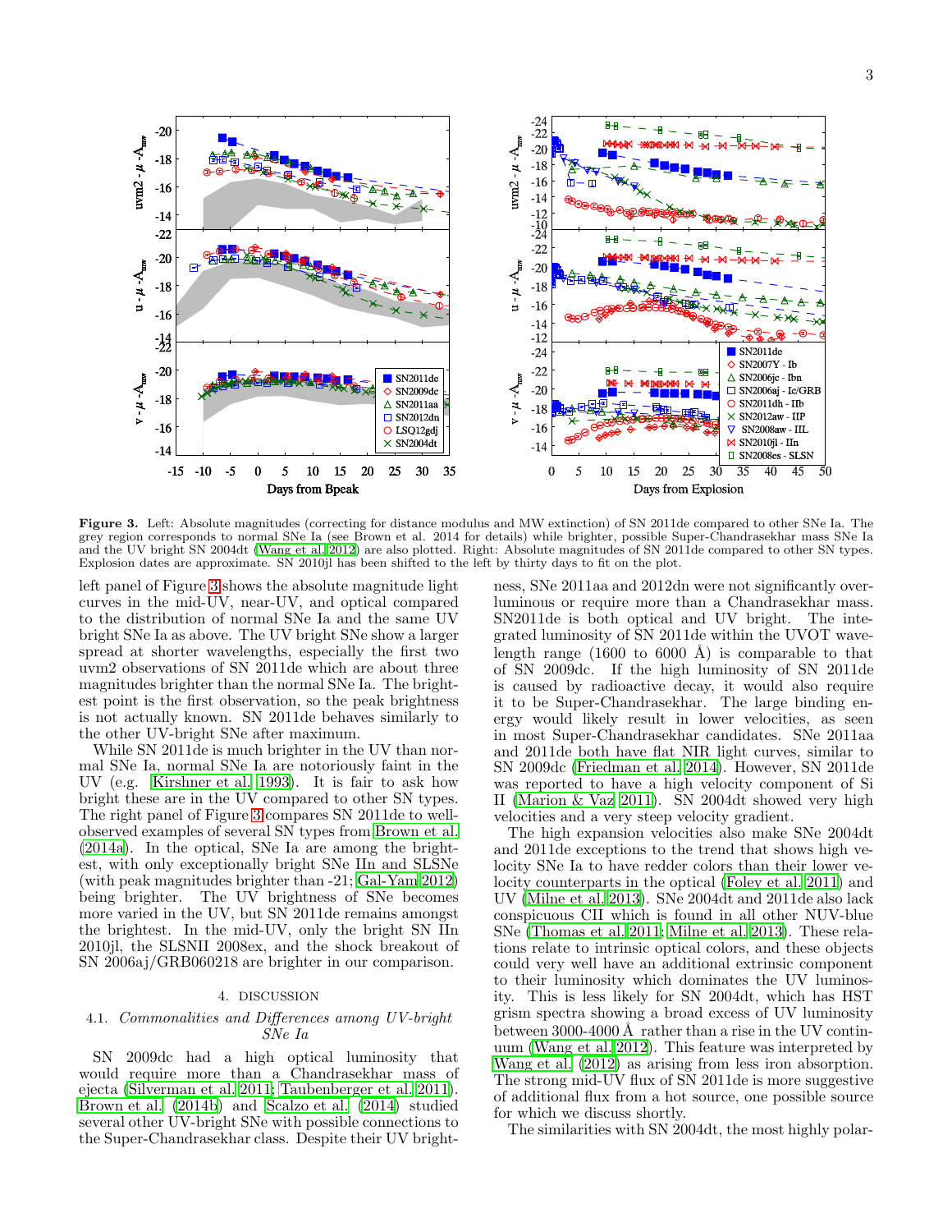**Figure 3.** Left: Absolute magnitudes (correcting for distance modulus and MW extinction) of SN 2011de compared to other SNe Ia. The grey region corresponds to normal SNe Ia (see Brown et al. 2014 for details) while brighter, possible Super-Chandrasekhar mass SNe Ia and the UV bright SN 2004dt (Wang et al. 2012) are also plotted. Right: Absolute magnitudes of SN 2011de compared to other SN types. Explosion dates are approximate. SN 2010jl has been shifted to the left by thirty days to fit on the plot.

left panel of Figure 3 shows the absolute magnitude light curves in the mid-UV, near-UV, and optical compared to the distribution of normal SNe Ia and the same UV bright SNe Ia as above. The UV bright SNe show a larger spread at shorter wavelengths, especially the first two uvm2 observations of SN 2011de which are about three magnitudes brighter than the normal SNe Ia. The brightest point is the first observation, so the peak brightness is not actually known. SN 2011de behaves similarly to the other UV-bright SNe after maximum.

While SN 2011de is much brighter in the UV than normal SNe Ia, normal SNe Ia are notoriously faint in the UV (e.g. Kirshner et al. 1993). It is fair to ask how bright these are in the UV compared to other SN types. The right panel of Figure 3 compares SN 2011de to well-observed examples of several SN types from Brown et al. (2014a). In the optical, SNe Ia are among the brightest, with only exceptionally bright SNe IIn and SLSNe (with peak magnitudes brighter than -21; Gal-Yam 2012) being brighter. The UV brightness of SNe becomes more varied in the UV, but SN 2011de remains amongst the brightest. In the mid-UV, only the bright SN IIn 2010jl, the SLSNII 2008ex, and the shock breakout of SN 2006aj/GRB060218 are brighter in our comparison.

## 4. DISCUSSION

### 4.1. *Commonalities and Differences among UV-bright SNe Ia*

SN 2009dc had a high optical luminosity that would require more than a Chandrasekhar mass of ejecta (Silverman et al. 2011; Taubenberger et al. 2011). Brown et al. (2014b) and Scalzo et al. (2014) studied several other UV-bright SNe with possible connections to the Super-Chandrasekhar class. Despite their UV brightness, SNe 2011aa and 2012dn were not significantly overluminous or require more than a Chandrasekhar mass. SN2011de is both optical and UV bright. The integrated luminosity of SN 2011de within the UVOT wavelength range (1600 to 6000 Å) is comparable to that of SN 2009dc. If the high luminosity of SN 2011de is caused by radioactive decay, it would also require it to be Super-Chandrasekhar. The large binding energy would likely result in lower velocities, as seen in most Super-Chandrasekhar candidates. SNe 2011aa and 2011de both have flat NIR light curves, similar to SN 2009dc (Friedman et al. 2014). However, SN 2011de was reported to have a high velocity component of Si II (Marion & Vaz 2011). SN 2004dt showed very high velocities and a very steep velocity gradient.

The high expansion velocities also make SNe 2004dt and 2011de exceptions to the trend that shows high velocity SNe Ia to have redder colors than their lower velocity counterparts in the optical (Foley et al. 2011) and UV (Milne et al. 2013). SNe 2004dt and 2011de also lack conspicuous CII which is found in all other NUV-blue SNe (Thomas et al. 2011; Milne et al. 2013). These relations relate to intrinsic optical colors, and these objects could very well have an additional extrinsic component to their luminosity which dominates the UV luminosity. This is less likely for SN 2004dt, which has HST grism spectra showing a broad excess of UV luminosity between 3000-4000 Å rather than a rise in the UV continuum (Wang et al. 2012). This feature was interpreted by Wang et al. (2012) as arising from less iron absorption. The strong mid-UV flux of SN 2011de is more suggestive of additional flux from a hot source, one possible source for which we discuss shortly.

The similarities with SN 2004dt, the most highly polar-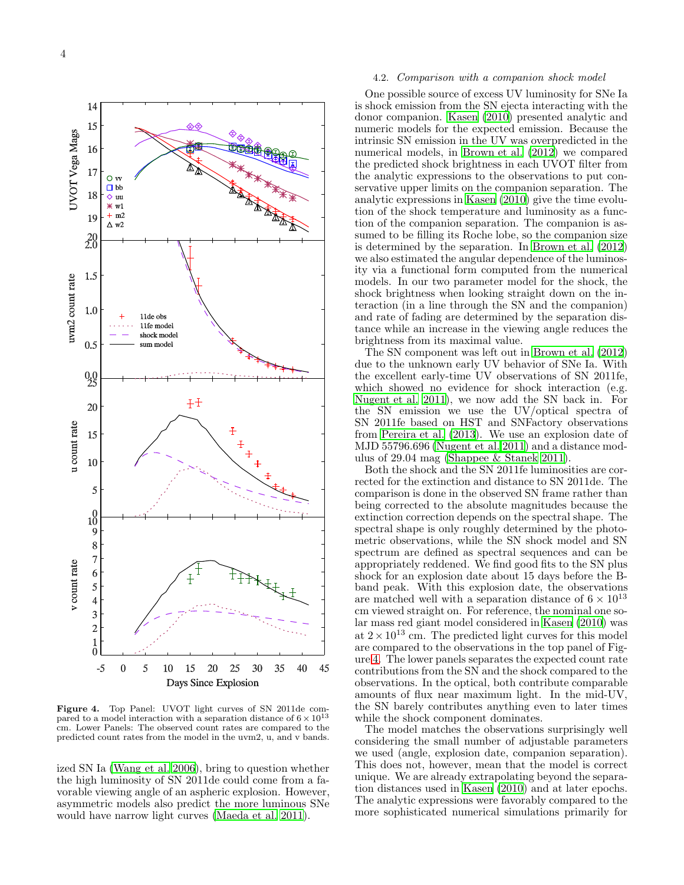Figure 4. Top Panel: UVOT light curves of SN 2011de compared to a model interaction with a separation distance of $6 \times 10^{13}$ cm. Lower Panels: The observed count rates are compared to the predicted count rates from the model in the uvm2, u, and v bands.

ized SN Ia (Wang et al. 2006), bring to question whether the high luminosity of SN 2011de could come from a favorable viewing angle of an aspheric explosion. However, asymmetric models also predict the more luminous SNe would have narrow light curves (Maeda et al. 2011).

### 4.2. *Comparison with a companion shock model*

One possible source of excess UV luminosity for SNe Ia is shock emission from the SN ejecta interacting with the donor companion. Kasen (2010) presented analytic and numeric models for the expected emission. Because the intrinsic SN emission in the UV was overpredicted in the numerical models, in Brown et al. (2012) we compared the predicted shock brightness in each UVOT filter from the analytic expressions to the observations to put conservative upper limits on the companion separation. The analytic expressions in Kasen (2010) give the time evolution of the shock temperature and luminosity as a function of the companion separation. The companion is assumed to be filling its Roche lobe, so the companion size is determined by the separation. In Brown et al. (2012) we also estimated the angular dependence of the luminosity via a functional form computed from the numerical models. In our two parameter model for the shock, the shock brightness when looking straight down on the interaction (in a line through the SN and the companion) and rate of fading are determined by the separation distance while an increase in the viewing angle reduces the brightness from its maximal value.

The SN component was left out in Brown et al. (2012) due to the unknown early UV behavior of SNe Ia. With the excellent early-time UV observations of SN 2011fe, which showed no evidence for shock interaction (e.g. Nugent et al. 2011), we now add the SN back in. For the SN emission we use the UV/optical spectra of SN 2011fe based on HST and SNFactory observations from Pereira et al. (2013). We use an explosion date of MJD 55796.696 (Nugent et al. 2011) and a distance modulus of 29.04 mag (Shappee & Stanek 2011).

Both the shock and the SN 2011fe luminosities are corrected for the extinction and distance to SN 2011de. The comparison is done in the observed SN frame rather than being corrected to the absolute magnitudes because the extinction correction depends on the spectral shape. The spectral shape is only roughly determined by the photometric observations, while the SN shock model and SN spectrum are defined as spectral sequences and can be appropriately reddened. We find good fits to the SN plus shock for an explosion date about 15 days before the B-band peak. With this explosion date, the observations are matched well with a separation distance of $6 \times 10^{13}$ cm viewed straight on. For reference, the nominal one solar mass red giant model considered in Kasen (2010) was at $2 \times 10^{13}$ cm. The predicted light curves for this model are compared to the observations in the top panel of Figure 4. The lower panels separates the expected count rate contributions from the SN and the shock compared to the observations. In the optical, both contribute comparable amounts of flux near maximum light. In the mid-UV, the SN barely contributes anything even to later times while the shock component dominates.

The model matches the observations surprisingly well considering the small number of adjustable parameters we used (angle, explosion date, companion separation). This does not, however, mean that the model is correct unique. We are already extrapolating beyond the separation distances used in Kasen (2010) and at later epochs. The analytic expressions were favorably compared to the more sophisticated numerical simulations primarily for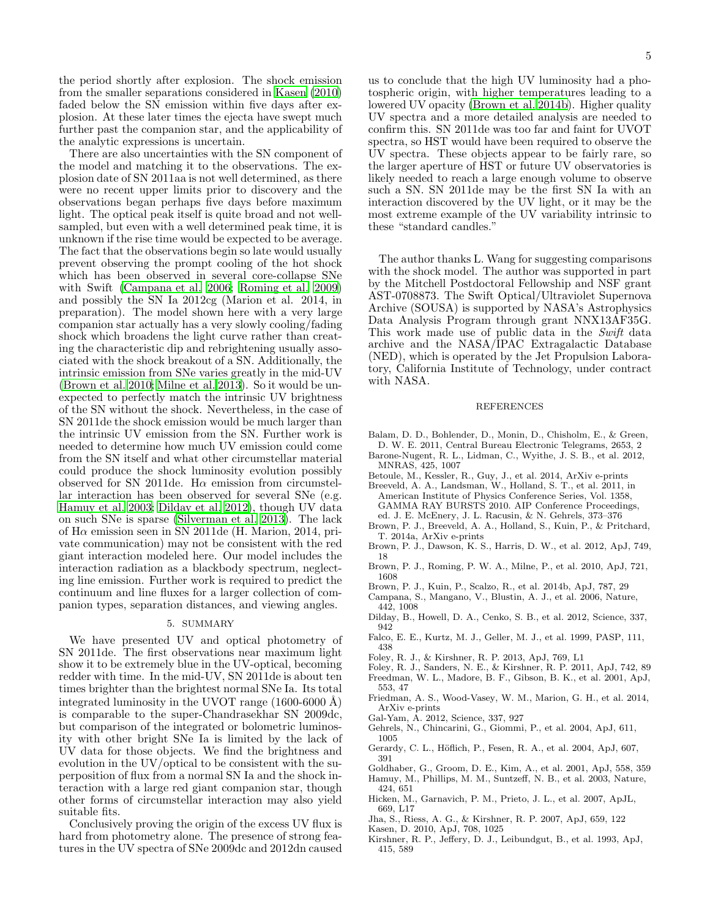the period shortly after explosion. The shock emission from the smaller separations considered in Kasen (2010) faded below the SN emission within five days after explosion. At these later times the ejecta have swept much further past the companion star, and the applicability of the analytic expressions is uncertain.

There are also uncertainties with the SN component of the model and matching it to the observations. The explosion date of SN 2011aa is not well determined, as there were no recent upper limits prior to discovery and the observations began perhaps five days before maximum light. The optical peak itself is quite broad and not well-sampled, but even with a well determined peak time, it is unknown if the rise time would be expected to be average. The fact that the observations begin so late would usually prevent observing the prompt cooling of the hot shock which has been observed in several core-collapse SNe with Swift (Campana et al. 2006; Roming et al. 2009) and possibly the SN Ia 2012cg (Marion et al. 2014, in preparation). The model shown here with a very large companion star actually has a very slowly cooling/fading shock which broadens the light curve rather than creating the characteristic dip and rebrightening usually associated with the shock breakout of a SN. Additionally, the intrinsic emission from SNe varies greatly in the mid-UV (Brown et al. 2010; Milne et al. 2013). So it would be unexpected to perfectly match the intrinsic UV brightness of the SN without the shock. Nevertheless, in the case of SN 2011de the shock emission would be much larger than the intrinsic UV emission from the SN. Further work is needed to determine how much UV emission could come from the SN itself and what other circumstellar material could produce the shock luminosity evolution possibly observed for SN 2011de. H$\alpha$ emission from circumstellar interaction has been observed for several SNe (e.g. Hamuy et al. 2003; Dilday et al. 2012), though UV data on such SNe is sparse (Silverman et al. 2013). The lack of H$\alpha$ emission seen in SN 2011de (H. Marion, 2014, private communication) may not be consistent with the red giant interaction modeled here. Our model includes the interaction radiation as a blackbody spectrum, neglecting line emission. Further work is required to predict the continuum and line fluxes for a larger collection of companion types, separation distances, and viewing angles.

## 5. SUMMARY

We have presented UV and optical photometry of SN 2011de. The first observations near maximum light show it to be extremely blue in the UV-optical, becoming redder with time. In the mid-UV, SN 2011de is about ten times brighter than the brightest normal SNe Ia. Its total integrated luminosity in the UVOT range (1600-6000 Å) is comparable to the super-Chandrasekhar SN 2009dc, but comparison of the integrated or bolometric luminosity with other bright SNe Ia is limited by the lack of UV data for those objects. We find the brightness and evolution in the UV/optical to be consistent with the superposition of flux from a normal SN Ia and the shock interaction with a large red giant companion star, though other forms of circumstellar interaction may also yield suitable fits.

Conclusively proving the origin of the excess UV flux is hard from photometry alone. The presence of strong features in the UV spectra of SNe 2009dc and 2012dn caused us to conclude that the high UV luminosity had a photospheric origin, with higher temperatures leading to a lowered UV opacity (Brown et al. 2014b). Higher quality UV spectra and a more detailed analysis are needed to confirm this. SN 2011de was too far and faint for UVOT spectra, so HST would have been required to observe the UV spectra. These objects appear to be fairly rare, so the larger aperture of HST or future UV observatories is likely needed to reach a large enough volume to observe such a SN. SN 2011de may be the first SN Ia with an interaction discovered by the UV light, or it may be the most extreme example of the UV variability intrinsic to these "standard candles."

The author thanks L. Wang for suggesting comparisons with the shock model. The author was supported in part by the Mitchell Postdoctoral Fellowship and NSF grant AST-0708873. The Swift Optical/Ultraviolet Supernova Archive (SOUSA) is supported by NASA's Astrophysics Data Analysis Program through grant NNX13AF35G. This work made use of public data in the *Swift* data archive and the NASA/IPAC Extragalactic Database (NED), which is operated by the Jet Propulsion Laboratory, California Institute of Technology, under contract with NASA.

## REFERENCES

Balam, D. D., Bohlender, D., Monin, D., Chisholm, E., & Green, D. W. E. 2011, Central Bureau Electronic Telegrams, 2653, 2
Barone-Nugent, R. L., Lidman, C., Wyithe, J. S. B., et al. 2012, MNRAS, 425, 1007
Betoule, M., Kessler, R., Guy, J., et al. 2014, ArXiv e-prints
Breeveld, A. A., Landsman, W., Holland, S. T., et al. 2011, in American Institute of Physics Conference Series, Vol. 1358, GAMMA RAY BURSTS 2010. AIP Conference Proceedings, ed. J. E. McEnery, J. L. Racusin, & N. Gehrels, 373–376
Brown, P. J., Breeveld, A. A., Holland, S., Kuin, P., & Pritchard, T. 2014a, ArXiv e-prints
Brown, P. J., Dawson, K. S., Harris, D. W., et al. 2012, ApJ, 749, 18
Brown, P. J., Roming, P. W. A., Milne, P., et al. 2010, ApJ, 721, 1608
Brown, P. J., Kuin, P., Scalzo, R., et al. 2014b, ApJ, 787, 29
Campana, S., Mangano, V., Blustin, A. J., et al. 2006, Nature, 442, 1008
Dilday, B., Howell, D. A., Cenko, S. B., et al. 2012, Science, 337, 942
Falco, E. E., Kurtz, M. J., Geller, M. J., et al. 1999, PASP, 111, 438
Foley, R. J., & Kirshner, R. P. 2013, ApJ, 769, L1
Foley, R. J., Sanders, N. E., & Kirshner, R. P. 2011, ApJ, 742, 89
Freedman, W. L., Madore, B. F., Gibson, B. K., et al. 2001, ApJ, 553, 47
Friedman, A. S., Wood-Vasey, W. M., Marion, G. H., et al. 2014, ArXiv e-prints
Gal-Yam, A. 2012, Science, 337, 927
Gehrels, N., Chincarini, G., Giommi, P., et al. 2004, ApJ, 611, 1005
Gerardy, C. L., Höflich, P., Fesen, R. A., et al. 2004, ApJ, 607, 391
Goldhaber, G., Groom, D. E., Kim, A., et al. 2001, ApJ, 558, 359
Hamuy, M., Phillips, M. M., Suntzeff, N. B., et al. 2003, Nature, 424, 651
Hicken, M., Garnavich, P. M., Prieto, J. L., et al. 2007, ApJL, 669, L17
Jha, S., Riess, A. G., & Kirshner, R. P. 2007, ApJ, 659, 122
Kasen, D. 2010, ApJ, 708, 1025
Kirshner, R. P., Jeffery, D. J., Leibundgut, B., et al. 1993, ApJ, 415, 589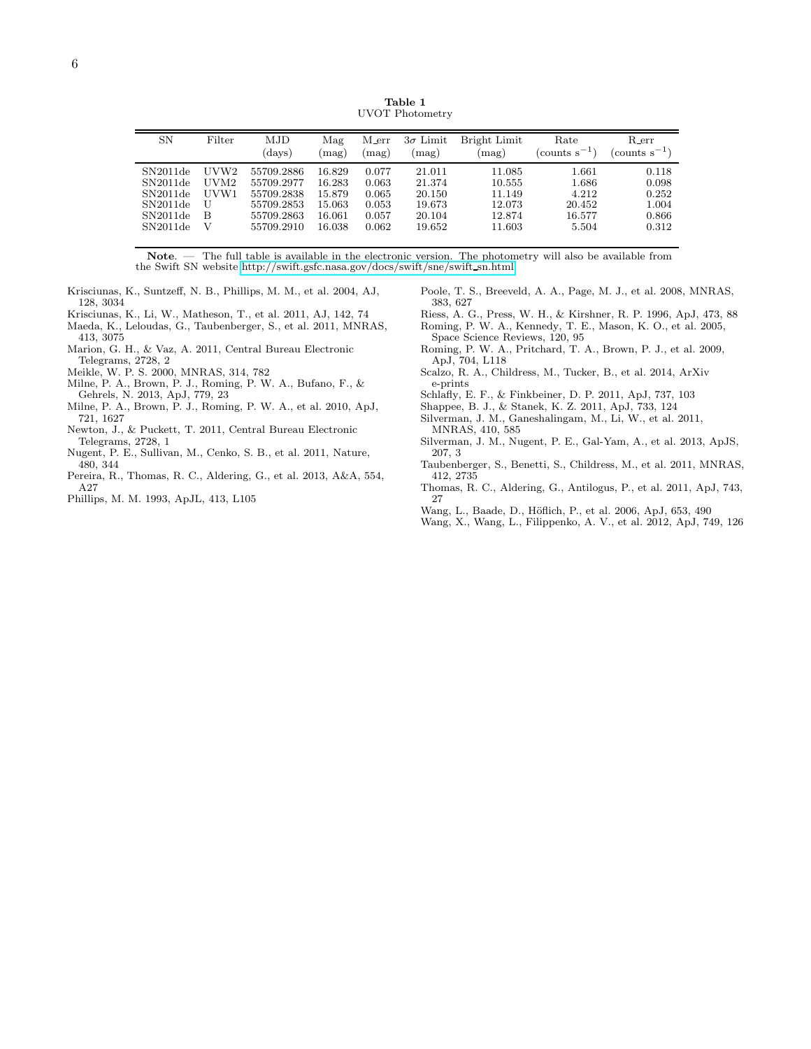**Table 1**
UVOT Photometry

| SN | Filter | MJD (days) | Mag (mag) | M_err (mag) | $3\sigma$ Limit (mag) | Bright Limit (mag) | Rate (counts $s^{-1}$) | R_err (counts $s^{-1}$) |
|---|---|---|---|---|---|---|---|---|
| SN2011de | UVW2 | 55709.2886 | 16.829 | 0.077 | 21.011 | 11.085 | 1.661 | 0.118 |
| SN2011de | UVM2 | 55709.2977 | 16.283 | 0.063 | 21.374 | 10.555 | 1.686 | 0.098 |
| SN2011de | UVW1 | 55709.2838 | 15.879 | 0.065 | 20.150 | 11.149 | 4.212 | 0.252 |
| SN2011de | U | 55709.2853 | 15.063 | 0.053 | 19.673 | 12.073 | 20.452 | 1.004 |
| SN2011de | B | 55709.2863 | 16.061 | 0.057 | 20.104 | 12.874 | 16.577 | 0.866 |
| SN2011de | V | 55709.2910 | 16.038 | 0.062 | 19.652 | 11.603 | 5.504 | 0.312 |

**Note**. — The full table is available in the electronic version. The photometry will also be available from the Swift SN website http://swift.gsfc.nasa.gov/docs/swift/sne/swift_sn.html

Krisciunas, K., Suntzeff, N. B., Phillips, M. M., et al. 2004, AJ, 128, 3034
Krisciunas, K., Li, W., Matheson, T., et al. 2011, AJ, 142, 74
Maeda, K., Leloudas, G., Taubenberger, S., et al. 2011, MNRAS, 413, 3075
Marion, G. H., & Vaz, A. 2011, Central Bureau Electronic Telegrams, 2728, 2
Meikle, W. P. S. 2000, MNRAS, 314, 782
Milne, P. A., Brown, P. J., Roming, P. W. A., Bufano, F., & Gehrels, N. 2013, ApJ, 779, 23
Milne, P. A., Brown, P. J., Roming, P. W. A., et al. 2010, ApJ, 721, 1627
Newton, J., & Puckett, T. 2011, Central Bureau Electronic Telegrams, 2728, 1
Nugent, P. E., Sullivan, M., Cenko, S. B., et al. 2011, Nature, 480, 344
Pereira, R., Thomas, R. C., Aldering, G., et al. 2013, A&A, 554, A27
Phillips, M. M. 1993, ApJL, 413, L105
Poole, T. S., Breeveld, A. A., Page, M. J., et al. 2008, MNRAS, 383, 627
Riess, A. G., Press, W. H., & Kirshner, R. P. 1996, ApJ, 473, 88
Roming, P. W. A., Kennedy, T. E., Mason, K. O., et al. 2005, Space Science Reviews, 120, 95
Roming, P. W. A., Pritchard, T. A., Brown, P. J., et al. 2009, ApJ, 704, L118
Scalzo, R. A., Childress, M., Tucker, B., et al. 2014, ArXiv e-prints
Schlafly, E. F., & Finkbeiner, D. P. 2011, ApJ, 737, 103
Shappee, B. J., & Stanek, K. Z. 2011, ApJ, 733, 124
Silverman, J. M., Ganeshalingam, M., Li, W., et al. 2011, MNRAS, 410, 585
Silverman, J. M., Nugent, P. E., Gal-Yam, A., et al. 2013, ApJS, 207, 3
Taubenberger, S., Benetti, S., Childress, M., et al. 2011, MNRAS, 412, 2735
Thomas, R. C., Aldering, G., Antilogus, P., et al. 2011, ApJ, 743, 27
Wang, L., Baade, D., Höflich, P., et al. 2006, ApJ, 653, 490
Wang, X., Wang, L., Filippenko, A. V., et al. 2012, ApJ, 749, 126